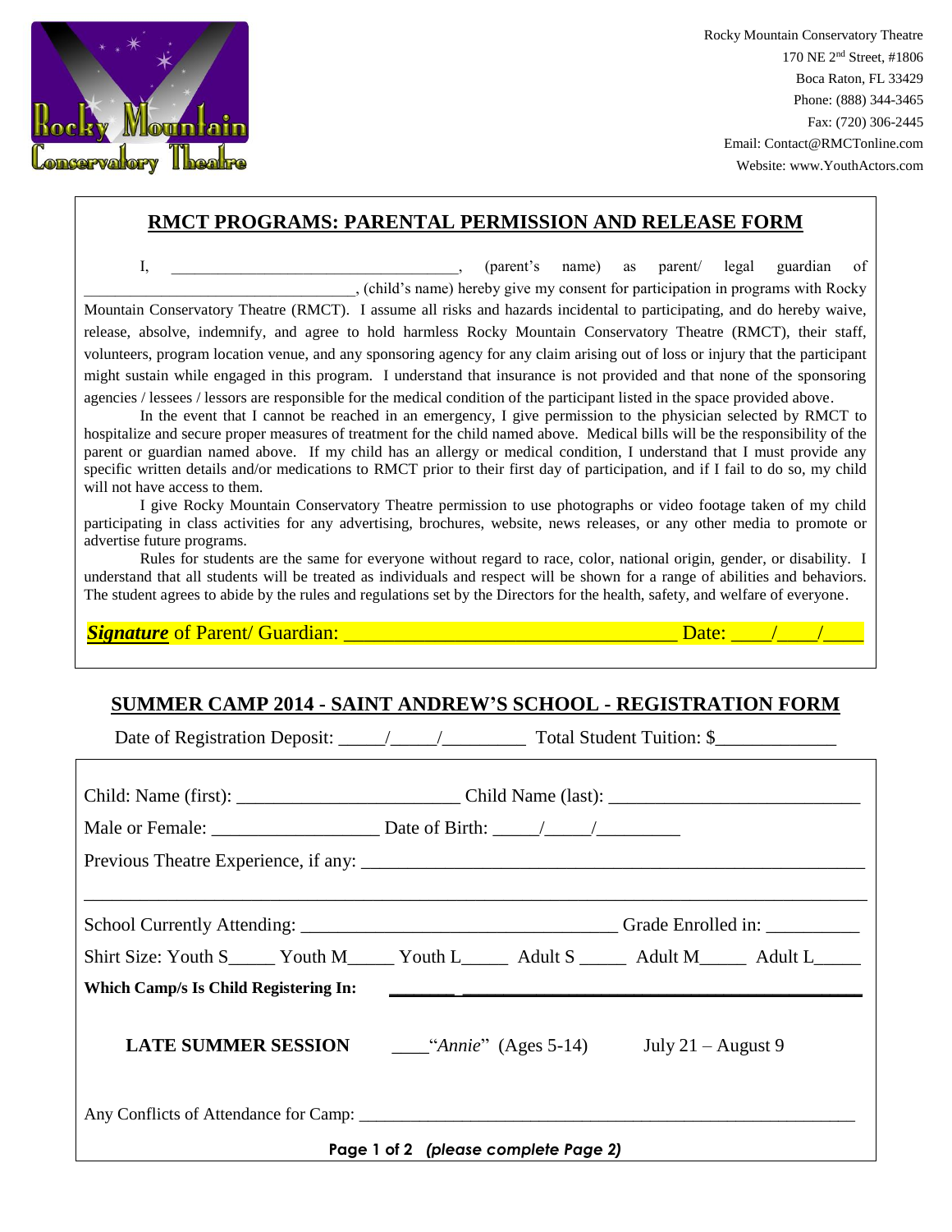Rocky Mountain Conservatory Theatre
170 NE 2nd Street, #1806
Boca Raton, FL 33429
Phone: (888) 344-3465
Fax: (720) 306-2445
Email: Contact@RMCTonline.com
Website: www.YouthActors.com

## RMCT PROGRAMS: PARENTAL PERMISSION AND RELEASE FORM

I, ___________________________________, (parent's name) as parent/ legal guardian of __________________________________, (child's name) hereby give my consent for participation in programs with Rocky Mountain Conservatory Theatre (RMCT). I assume all risks and hazards incidental to participating, and do hereby waive, release, absolve, indemnify, and agree to hold harmless Rocky Mountain Conservatory Theatre (RMCT), their staff, volunteers, program location venue, and any sponsoring agency for any claim arising out of loss or injury that the participant might sustain while engaged in this program. I understand that insurance is not provided and that none of the sponsoring agencies / lessees / lessors are responsible for the medical condition of the participant listed in the space provided above.

In the event that I cannot be reached in an emergency, I give permission to the physician selected by RMCT to hospitalize and secure proper measures of treatment for the child named above. Medical bills will be the responsibility of the parent or guardian named above. If my child has an allergy or medical condition, I understand that I must provide any specific written details and/or medications to RMCT prior to their first day of participation, and if I fail to do so, my child will not have access to them.

I give Rocky Mountain Conservatory Theatre permission to use photographs or video footage taken of my child participating in class activities for any advertising, brochures, website, news releases, or any other media to promote or advertise future programs.

Rules for students are the same for everyone without regard to race, color, national origin, gender, or disability. I understand that all students will be treated as individuals and respect will be shown for a range of abilities and behaviors. The student agrees to abide by the rules and regulations set by the Directors for the health, safety, and welfare of everyone.

***Signature*** of Parent/ Guardian: _________________________________ Date: ____/____/____

## SUMMER CAMP 2014 - SAINT ANDREW'S SCHOOL - REGISTRATION FORM

Date of Registration Deposit: _____/_____/_________ Total Student Tuition: $_____________

Child: Name (first): ________________________ Child Name (last): ___________________________

Male or Female: __________________ Date of Birth: _____/_____/_________

Previous Theatre Experience, if any: ________________________________________________________

_____________________________________________________________________________________

School Currently Attending: ___________________________________ Grade Enrolled in: __________

Shirt Size: Youth S_____ Youth M_____ Youth L_____ Adult S _____ Adult M_____ Adult L_____

**Which Camp/s Is Child Registering In:** ____________________________________________

**LATE SUMMER SESSION** ____"*Annie*" (Ages 5-14) July 21 – August 9

Any Conflicts of Attendance for Camp: ____________________________________________________

**Page 1 of 2 *(please complete Page 2)***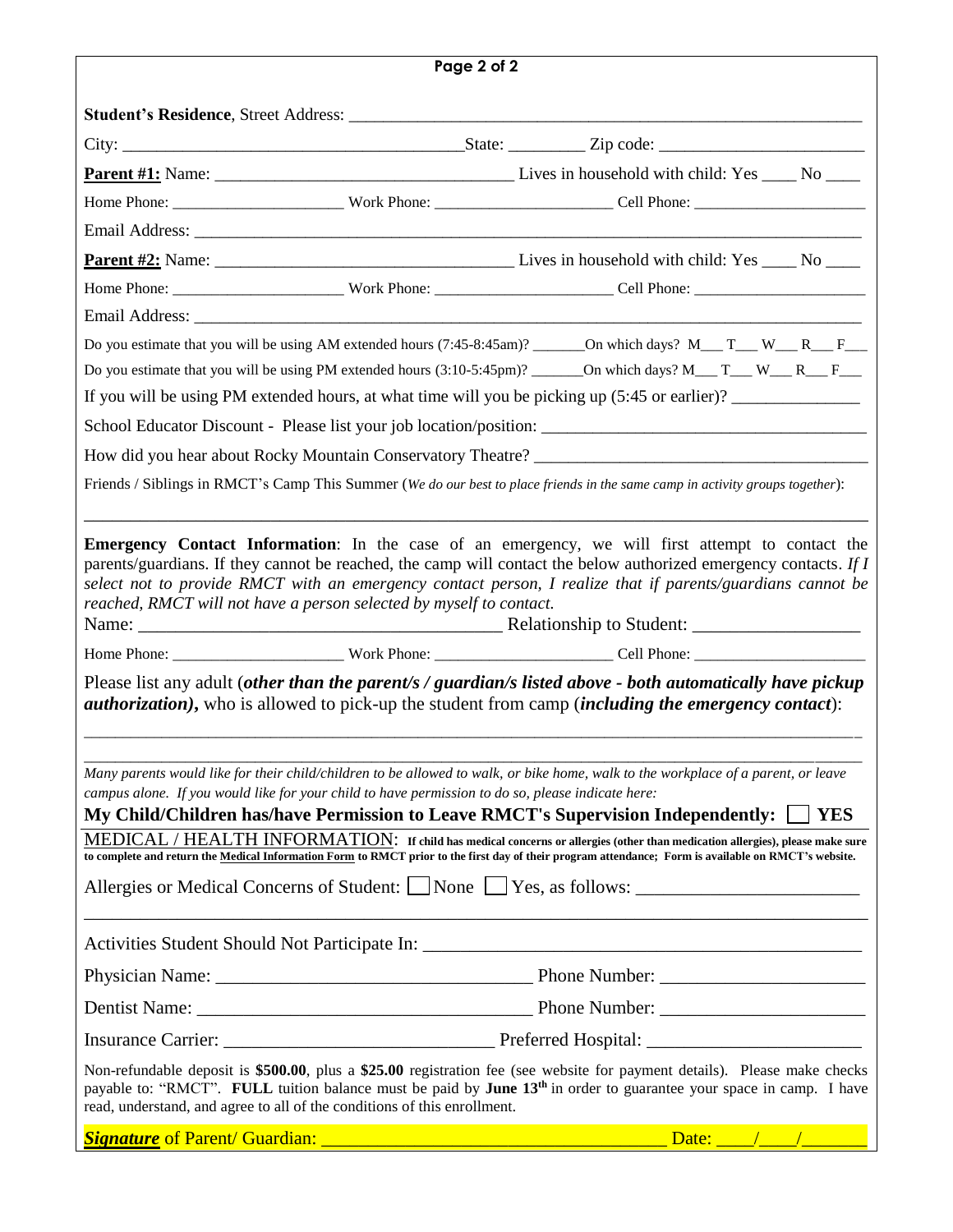**Student's Residence**, Street Address: ________________________________________________

City: ______________________________ State: ________ Zip code: ____________________

**Parent #1:** Name: ___________________________ Lives in household with child: Yes ____ No ____

Home Phone: ____________________ Work Phone: ____________________ Cell Phone: ____________________

Email Address: ________________________________________________

**Parent #2:** Name: ___________________________ Lives in household with child: Yes ____ No ____

Home Phone: ____________________ Work Phone: ____________________ Cell Phone: ____________________

Email Address: ________________________________________________

Do you estimate that you will be using AM extended hours (7:45-8:45am)? ______On which days? M___ T___ W___ R___ F___

Do you estimate that you will be using PM extended hours (3:10-5:45pm)? ______On which days? M___ T___ W___ R___ F___

If you will be using PM extended hours, at what time will you be picking up (5:45 or earlier)? ______________

School Educator Discount - Please list your job location/position: ______________________________

How did you hear about Rocky Mountain Conservatory Theatre? ______________________________

Friends / Siblings in RMCT's Camp This Summer (*We do our best to place friends in the same camp in activity groups together*):

________________________________________________

**Emergency Contact Information**: In the case of an emergency, we will first attempt to contact the parents/guardians. If they cannot be reached, the camp will contact the below authorized emergency contacts. *If I select not to provide RMCT with an emergency contact person, I realize that if parents/guardians cannot be reached, RMCT will not have a person selected by myself to contact.*

Name: ______________________________ Relationship to Student: ________________

Home Phone: ____________________ Work Phone: ____________________ Cell Phone: ____________________

Please list any adult (***other than the parent/s / guardian/s listed above - both automatically have pickup authorization)***, who is allowed to pick-up the student from camp (***including the emergency contact***):

________________________________________________

________________________________________________

*Many parents would like for their child/children to be allowed to walk, or bike home, walk to the workplace of a parent, or leave campus alone. If you would like for your child to have permission to do so, please indicate here:*

**My Child/Children has/have Permission to Leave RMCT's Supervision Independently: ☐ YES**

MEDICAL / HEALTH INFORMATION: **If child has medical concerns or allergies (other than medication allergies), please make sure to complete and return the Medical Information Form to RMCT prior to the first day of their program attendance; Form is available on RMCT's website.**

Allergies or Medical Concerns of Student: ☐ None ☐ Yes, as follows: ____________________

________________________________________________

Activities Student Should Not Participate In: ______________________________

Physician Name: ______________________________ Phone Number: ____________________

Dentist Name: ______________________________ Phone Number: ____________________

Insurance Carrier: ______________________________ Preferred Hospital: ____________________

Non-refundable deposit is **$500.00**, plus a **$25.00** registration fee (see website for payment details). Please make checks payable to: "RMCT". **FULL** tuition balance must be paid by **June 13th** in order to guarantee your space in camp. I have read, understand, and agree to all of the conditions of this enrollment.

***Signature*** of Parent/ Guardian: ______________________________ Date: ____/____/______